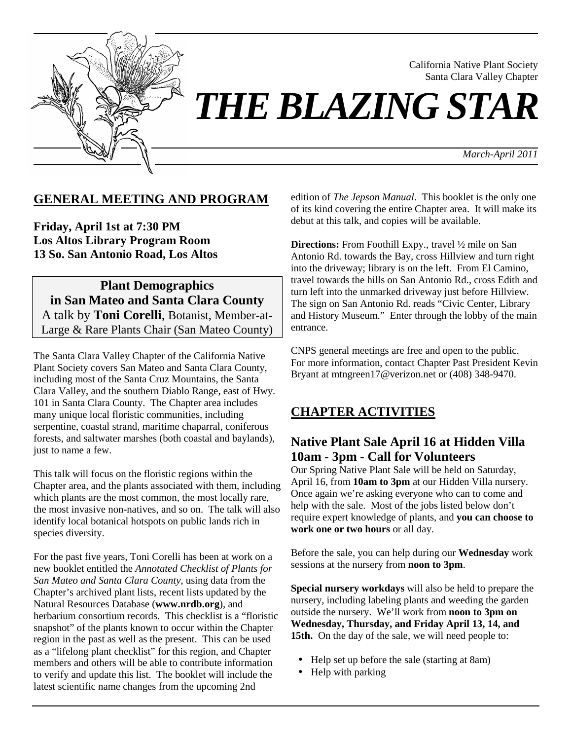California Native Plant Society
Santa Clara Valley Chapter

# THE BLAZING STAR

*March-April 2011*

## GENERAL MEETING AND PROGRAM

**Friday, April 1st at 7:30 PM**
**Los Altos Library Program Room**
**13 So. San Antonio Road, Los Altos**

### Plant Demographics in San Mateo and Santa Clara County

A talk by **Toni Corelli**, Botanist, Member-at-Large & Rare Plants Chair (San Mateo County)

The Santa Clara Valley Chapter of the California Native Plant Society covers San Mateo and Santa Clara County, including most of the Santa Cruz Mountains, the Santa Clara Valley, and the southern Diablo Range, east of Hwy. 101 in Santa Clara County. The Chapter area includes many unique local floristic communities, including serpentine, coastal strand, maritime chaparral, coniferous forests, and saltwater marshes (both coastal and baylands), just to name a few.

This talk will focus on the floristic regions within the Chapter area, and the plants associated with them, including which plants are the most common, the most locally rare, the most invasive non-natives, and so on. The talk will also identify local botanical hotspots on public lands rich in species diversity.

For the past five years, Toni Corelli has been at work on a new booklet entitled the *Annotated Checklist of Plants for San Mateo and Santa Clara County*, using data from the Chapter's archived plant lists, recent lists updated by the Natural Resources Database (**www.nrdb.org**), and herbarium consortium records. This checklist is a "floristic snapshot" of the plants known to occur within the Chapter region in the past as well as the present. This can be used as a "lifelong plant checklist" for this region, and Chapter members and others will be able to contribute information to verify and update this list. The booklet will include the latest scientific name changes from the upcoming 2nd edition of *The Jepson Manual*. This booklet is the only one of its kind covering the entire Chapter area. It will make its debut at this talk, and copies will be available.

**Directions:** From Foothill Expy., travel ½ mile on San Antonio Rd. towards the Bay, cross Hillview and turn right into the driveway; library is on the left. From El Camino, travel towards the hills on San Antonio Rd., cross Edith and turn left into the unmarked driveway just before Hillview. The sign on San Antonio Rd. reads "Civic Center, Library and History Museum." Enter through the lobby of the main entrance.

CNPS general meetings are free and open to the public. For more information, contact Chapter Past President Kevin Bryant at mtngreen17@verizon.net or (408) 348-9470.

## CHAPTER ACTIVITIES

### Native Plant Sale April 16 at Hidden Villa 10am - 3pm - Call for Volunteers

Our Spring Native Plant Sale will be held on Saturday, April 16, from **10am to 3pm** at our Hidden Villa nursery. Once again we're asking everyone who can to come and help with the sale. Most of the jobs listed below don't require expert knowledge of plants, and **you can choose to work one or two hours** or all day.

Before the sale, you can help during our **Wednesday** work sessions at the nursery from **noon to 3pm**.

**Special nursery workdays** will also be held to prepare the nursery, including labeling plants and weeding the garden outside the nursery. We'll work from **noon to 3pm on Wednesday, Thursday, and Friday April 13, 14, and 15th.** On the day of the sale, we will need people to:

- Help set up before the sale (starting at 8am)
- Help with parking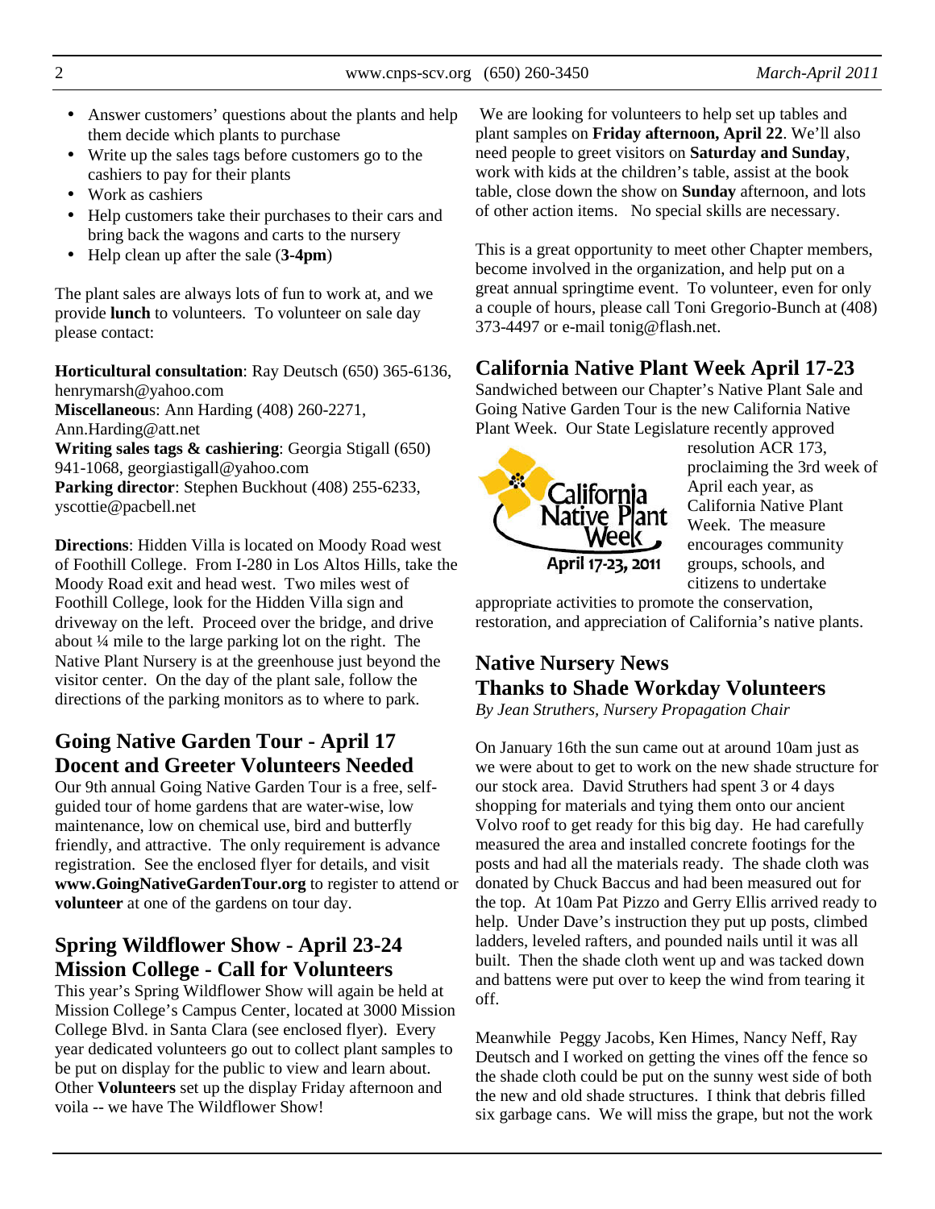- Answer customers' questions about the plants and help them decide which plants to purchase
- Write up the sales tags before customers go to the cashiers to pay for their plants
- Work as cashiers
- Help customers take their purchases to their cars and bring back the wagons and carts to the nursery
- Help clean up after the sale (**3-4pm**)

The plant sales are always lots of fun to work at, and we provide **lunch** to volunteers. To volunteer on sale day please contact:

**Horticultural consultation**: Ray Deutsch (650) 365-6136, henrymarsh@yahoo.com
**Miscellaneous**: Ann Harding (408) 260-2271, Ann.Harding@att.net
**Writing sales tags & cashiering**: Georgia Stigall (650) 941-1068, georgiastigall@yahoo.com
**Parking director**: Stephen Buckhout (408) 255-6233, yscottie@pacbell.net

**Directions**: Hidden Villa is located on Moody Road west of Foothill College. From I-280 in Los Altos Hills, take the Moody Road exit and head west. Two miles west of Foothill College, look for the Hidden Villa sign and driveway on the left. Proceed over the bridge, and drive about ¼ mile to the large parking lot on the right. The Native Plant Nursery is at the greenhouse just beyond the visitor center. On the day of the plant sale, follow the directions of the parking monitors as to where to park.

## Going Native Garden Tour - April 17 Docent and Greeter Volunteers Needed

Our 9th annual Going Native Garden Tour is a free, self-guided tour of home gardens that are water-wise, low maintenance, low on chemical use, bird and butterfly friendly, and attractive. The only requirement is advance registration. See the enclosed flyer for details, and visit **www.GoingNativeGardenTour.org** to register to attend or **volunteer** at one of the gardens on tour day.

## Spring Wildflower Show - April 23-24 Mission College - Call for Volunteers

This year's Spring Wildflower Show will again be held at Mission College's Campus Center, located at 3000 Mission College Blvd. in Santa Clara (see enclosed flyer). Every year dedicated volunteers go out to collect plant samples to be put on display for the public to view and learn about. Other **Volunteers** set up the display Friday afternoon and voila -- we have The Wildflower Show!

We are looking for volunteers to help set up tables and plant samples on **Friday afternoon, April 22**. We'll also need people to greet visitors on **Saturday and Sunday**, work with kids at the children's table, assist at the book table, close down the show on **Sunday** afternoon, and lots of other action items. No special skills are necessary.

This is a great opportunity to meet other Chapter members, become involved in the organization, and help put on a great annual springtime event. To volunteer, even for only a couple of hours, please call Toni Gregorio-Bunch at (408) 373-4497 or e-mail tonig@flash.net.

## California Native Plant Week April 17-23

Sandwiched between our Chapter's Native Plant Sale and Going Native Garden Tour is the new California Native Plant Week. Our State Legislature recently approved resolution ACR 173, proclaiming the 3rd week of April each year, as California Native Plant Week. The measure encourages community groups, schools, and citizens to undertake appropriate activities to promote the conservation, restoration, and appreciation of California's native plants.

California Native Plant Week April 17-23, 2011

## Native Nursery News Thanks to Shade Workday Volunteers

*By Jean Struthers, Nursery Propagation Chair*

On January 16th the sun came out at around 10am just as we were about to get to work on the new shade structure for our stock area. David Struthers had spent 3 or 4 days shopping for materials and tying them onto our ancient Volvo roof to get ready for this big day. He had carefully measured the area and installed concrete footings for the posts and had all the materials ready. The shade cloth was donated by Chuck Baccus and had been measured out for the top. At 10am Pat Pizzo and Gerry Ellis arrived ready to help. Under Dave's instruction they put up posts, climbed ladders, leveled rafters, and pounded nails until it was all built. Then the shade cloth went up and was tacked down and battens were put over to keep the wind from tearing it off.

Meanwhile Peggy Jacobs, Ken Himes, Nancy Neff, Ray Deutsch and I worked on getting the vines off the fence so the shade cloth could be put on the sunny west side of both the new and old shade structures. I think that debris filled six garbage cans. We will miss the grape, but not the work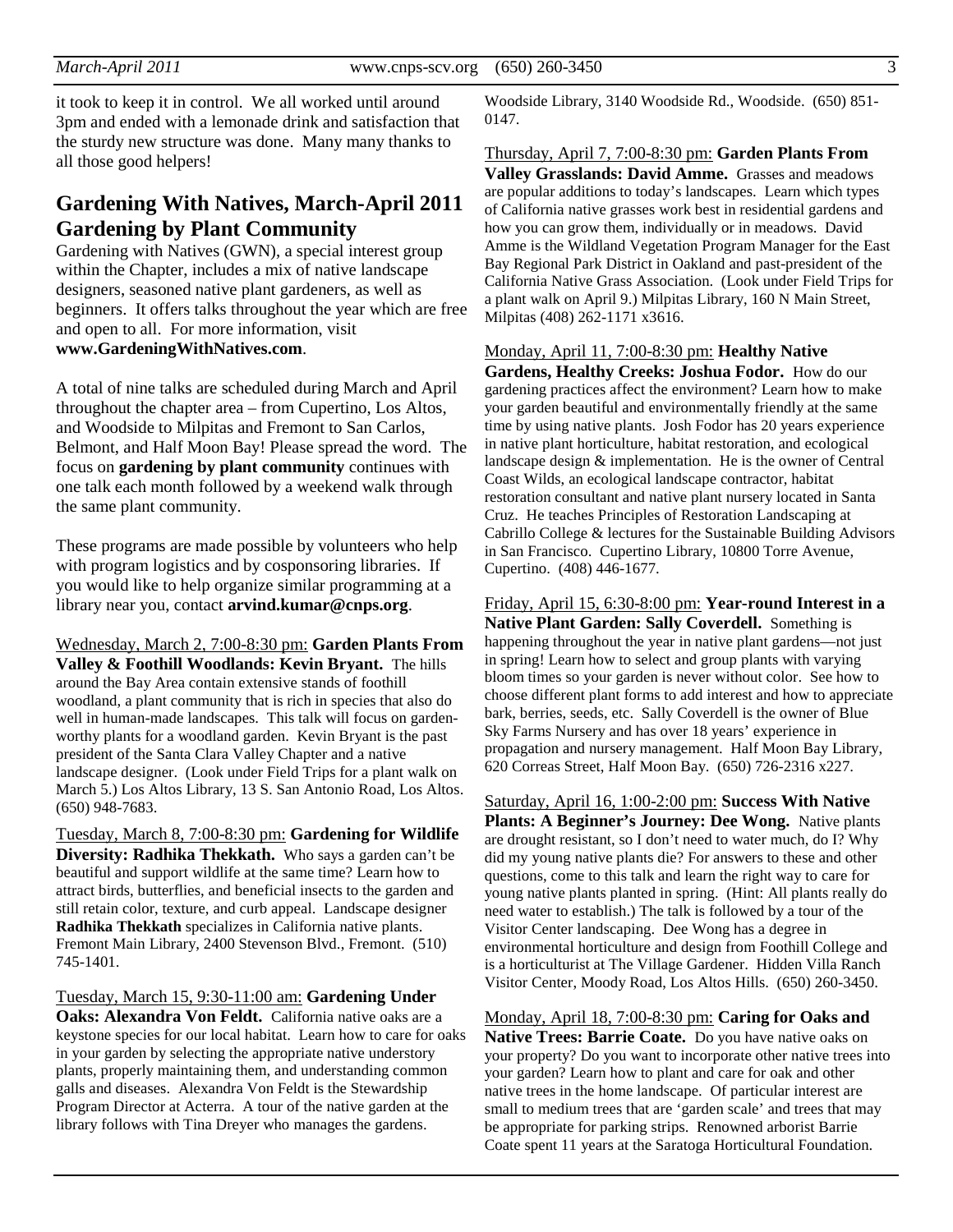it took to keep it in control. We all worked until around 3pm and ended with a lemonade drink and satisfaction that the sturdy new structure was done. Many many thanks to all those good helpers!

## Gardening With Natives, March-April 2011 Gardening by Plant Community

Gardening with Natives (GWN), a special interest group within the Chapter, includes a mix of native landscape designers, seasoned native plant gardeners, as well as beginners. It offers talks throughout the year which are free and open to all. For more information, visit **www.GardeningWithNatives.com**.

A total of nine talks are scheduled during March and April throughout the chapter area – from Cupertino, Los Altos, and Woodside to Milpitas and Fremont to San Carlos, Belmont, and Half Moon Bay! Please spread the word. The focus on **gardening by plant community** continues with one talk each month followed by a weekend walk through the same plant community.

These programs are made possible by volunteers who help with program logistics and by cosponsoring libraries. If you would like to help organize similar programming at a library near you, contact **arvind.kumar@cnps.org**.

Wednesday, March 2, 7:00-8:30 pm: **Garden Plants From Valley & Foothill Woodlands: Kevin Bryant.** The hills around the Bay Area contain extensive stands of foothill woodland, a plant community that is rich in species that also do well in human-made landscapes. This talk will focus on garden-worthy plants for a woodland garden. Kevin Bryant is the past president of the Santa Clara Valley Chapter and a native landscape designer. (Look under Field Trips for a plant walk on March 5.) Los Altos Library, 13 S. San Antonio Road, Los Altos. (650) 948-7683.

Tuesday, March 8, 7:00-8:30 pm: **Gardening for Wildlife Diversity: Radhika Thekkath.** Who says a garden can't be beautiful and support wildlife at the same time? Learn how to attract birds, butterflies, and beneficial insects to the garden and still retain color, texture, and curb appeal. Landscape designer **Radhika Thekkath** specializes in California native plants. Fremont Main Library, 2400 Stevenson Blvd., Fremont. (510) 745-1401.

Tuesday, March 15, 9:30-11:00 am: **Gardening Under Oaks: Alexandra Von Feldt.** California native oaks are a keystone species for our local habitat. Learn how to care for oaks in your garden by selecting the appropriate native understory plants, properly maintaining them, and understanding common galls and diseases. Alexandra Von Feldt is the Stewardship Program Director at Acterra. A tour of the native garden at the library follows with Tina Dreyer who manages the gardens. Woodside Library, 3140 Woodside Rd., Woodside. (650) 851-0147.

Thursday, April 7, 7:00-8:30 pm: **Garden Plants From Valley Grasslands: David Amme.** Grasses and meadows are popular additions to today's landscapes. Learn which types of California native grasses work best in residential gardens and how you can grow them, individually or in meadows. David Amme is the Wildland Vegetation Program Manager for the East Bay Regional Park District in Oakland and past-president of the California Native Grass Association. (Look under Field Trips for a plant walk on April 9.) Milpitas Library, 160 N Main Street, Milpitas (408) 262-1171 x3616.

Monday, April 11, 7:00-8:30 pm: **Healthy Native Gardens, Healthy Creeks: Joshua Fodor.** How do our gardening practices affect the environment? Learn how to make your garden beautiful and environmentally friendly at the same time by using native plants. Josh Fodor has 20 years experience in native plant horticulture, habitat restoration, and ecological landscape design & implementation. He is the owner of Central Coast Wilds, an ecological landscape contractor, habitat restoration consultant and native plant nursery located in Santa Cruz. He teaches Principles of Restoration Landscaping at Cabrillo College & lectures for the Sustainable Building Advisors in San Francisco. Cupertino Library, 10800 Torre Avenue, Cupertino. (408) 446-1677.

Friday, April 15, 6:30-8:00 pm: **Year-round Interest in a Native Plant Garden: Sally Coverdell.** Something is happening throughout the year in native plant gardens—not just in spring! Learn how to select and group plants with varying bloom times so your garden is never without color. See how to choose different plant forms to add interest and how to appreciate bark, berries, seeds, etc. Sally Coverdell is the owner of Blue Sky Farms Nursery and has over 18 years' experience in propagation and nursery management. Half Moon Bay Library, 620 Correas Street, Half Moon Bay. (650) 726-2316 x227.

Saturday, April 16, 1:00-2:00 pm: **Success With Native Plants: A Beginner's Journey: Dee Wong.** Native plants are drought resistant, so I don't need to water much, do I? Why did my young native plants die? For answers to these and other questions, come to this talk and learn the right way to care for young native plants planted in spring. (Hint: All plants really do need water to establish.) The talk is followed by a tour of the Visitor Center landscaping. Dee Wong has a degree in environmental horticulture and design from Foothill College and is a horticulturist at The Village Gardener. Hidden Villa Ranch Visitor Center, Moody Road, Los Altos Hills. (650) 260-3450.

Monday, April 18, 7:00-8:30 pm: **Caring for Oaks and Native Trees: Barrie Coate.** Do you have native oaks on your property? Do you want to incorporate other native trees into your garden? Learn how to plant and care for oak and other native trees in the home landscape. Of particular interest are small to medium trees that are 'garden scale' and trees that may be appropriate for parking strips. Renowned arborist Barrie Coate spent 11 years at the Saratoga Horticultural Foundation.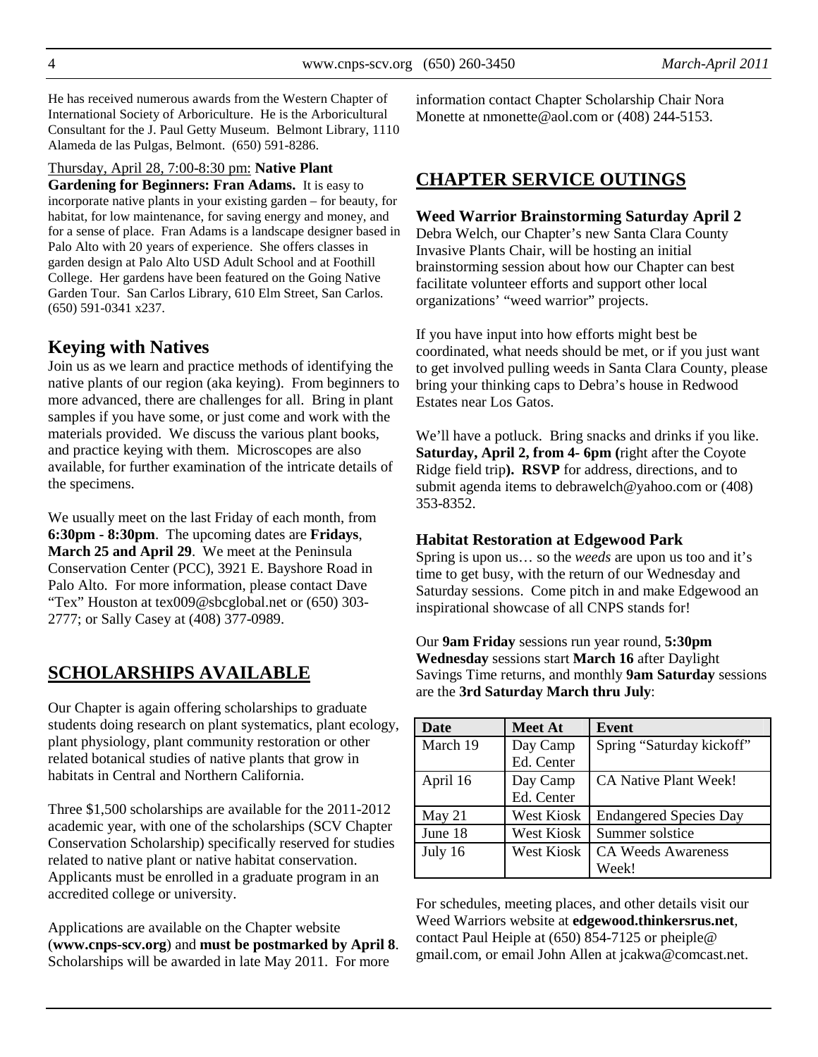He has received numerous awards from the Western Chapter of International Society of Arboriculture. He is the Arboricultural Consultant for the J. Paul Getty Museum. Belmont Library, 1110 Alameda de las Pulgas, Belmont. (650) 591-8286.

Thursday, April 28, 7:00-8:30 pm: **Native Plant Gardening for Beginners: Fran Adams.** It is easy to incorporate native plants in your existing garden – for beauty, for habitat, for low maintenance, for saving energy and money, and for a sense of place. Fran Adams is a landscape designer based in Palo Alto with 20 years of experience. She offers classes in garden design at Palo Alto USD Adult School and at Foothill College. Her gardens have been featured on the Going Native Garden Tour. San Carlos Library, 610 Elm Street, San Carlos. (650) 591-0341 x237.

## Keying with Natives

Join us as we learn and practice methods of identifying the native plants of our region (aka keying). From beginners to more advanced, there are challenges for all. Bring in plant samples if you have some, or just come and work with the materials provided. We discuss the various plant books, and practice keying with them. Microscopes are also available, for further examination of the intricate details of the specimens.

We usually meet on the last Friday of each month, from **6:30pm - 8:30pm**. The upcoming dates are **Fridays**, **March 25 and April 29**. We meet at the Peninsula Conservation Center (PCC), 3921 E. Bayshore Road in Palo Alto. For more information, please contact Dave "Tex" Houston at tex009@sbcglobal.net or (650) 303-2777; or Sally Casey at (408) 377-0989.

## SCHOLARSHIPS AVAILABLE

Our Chapter is again offering scholarships to graduate students doing research on plant systematics, plant ecology, plant physiology, plant community restoration or other related botanical studies of native plants that grow in habitats in Central and Northern California.

Three $1,500 scholarships are available for the 2011-2012 academic year, with one of the scholarships (SCV Chapter Conservation Scholarship) specifically reserved for studies related to native plant or native habitat conservation. Applicants must be enrolled in a graduate program in an accredited college or university.

Applications are available on the Chapter website (**www.cnps-scv.org**) and **must be postmarked by April 8**. Scholarships will be awarded in late May 2011. For more information contact Chapter Scholarship Chair Nora Monette at nmonette@aol.com or (408) 244-5153.

## CHAPTER SERVICE OUTINGS

### Weed Warrior Brainstorming Saturday April 2

Debra Welch, our Chapter's new Santa Clara County Invasive Plants Chair, will be hosting an initial brainstorming session about how our Chapter can best facilitate volunteer efforts and support other local organizations' "weed warrior" projects.

If you have input into how efforts might best be coordinated, what needs should be met, or if you just want to get involved pulling weeds in Santa Clara County, please bring your thinking caps to Debra's house in Redwood Estates near Los Gatos.

We'll have a potluck. Bring snacks and drinks if you like. **Saturday, April 2, from 4- 6pm (**right after the Coyote Ridge field trip**). RSVP** for address, directions, and to submit agenda items to debrawelch@yahoo.com or (408) 353-8352.

### Habitat Restoration at Edgewood Park

Spring is upon us… so the *weeds* are upon us too and it's time to get busy, with the return of our Wednesday and Saturday sessions. Come pitch in and make Edgewood an inspirational showcase of all CNPS stands for!

Our **9am Friday** sessions run year round, **5:30pm Wednesday** sessions start **March 16** after Daylight Savings Time returns, and monthly **9am Saturday** sessions are the **3rd Saturday March thru July**:

| Date | Meet At | Event |
|---|---|---|
| March 19 | Day Camp Ed. Center | Spring "Saturday kickoff" |
| April 16 | Day Camp Ed. Center | CA Native Plant Week! |
| May 21 | West Kiosk | Endangered Species Day |
| June 18 | West Kiosk | Summer solstice |
| July 16 | West Kiosk | CA Weeds Awareness Week! |

For schedules, meeting places, and other details visit our Weed Warriors website at **edgewood.thinkersrus.net**, contact Paul Heiple at (650) 854-7125 or pheiple@ gmail.com, or email John Allen at jcakwa@comcast.net.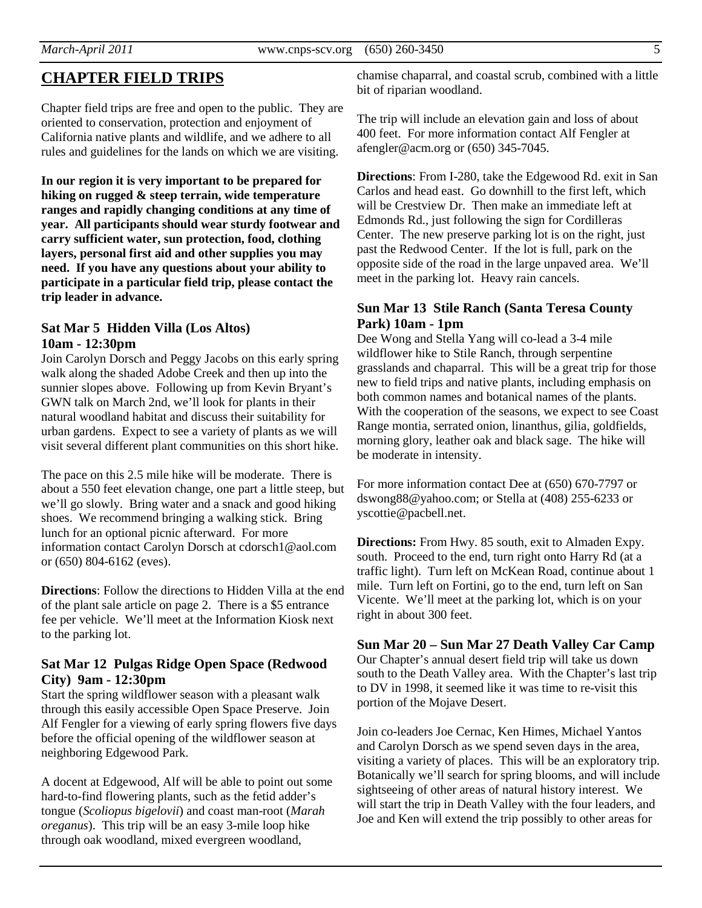## CHAPTER FIELD TRIPS

Chapter field trips are free and open to the public. They are oriented to conservation, protection and enjoyment of California native plants and wildlife, and we adhere to all rules and guidelines for the lands on which we are visiting.

**In our region it is very important to be prepared for hiking on rugged & steep terrain, wide temperature ranges and rapidly changing conditions at any time of year. All participants should wear sturdy footwear and carry sufficient water, sun protection, food, clothing layers, personal first aid and other supplies you may need. If you have any questions about your ability to participate in a particular field trip, please contact the trip leader in advance.**

### Sat Mar 5 Hidden Villa (Los Altos) 10am - 12:30pm

Join Carolyn Dorsch and Peggy Jacobs on this early spring walk along the shaded Adobe Creek and then up into the sunnier slopes above. Following up from Kevin Bryant's GWN talk on March 2nd, we'll look for plants in their natural woodland habitat and discuss their suitability for urban gardens. Expect to see a variety of plants as we will visit several different plant communities on this short hike.

The pace on this 2.5 mile hike will be moderate. There is about a 550 feet elevation change, one part a little steep, but we'll go slowly. Bring water and a snack and good hiking shoes. We recommend bringing a walking stick. Bring lunch for an optional picnic afterward. For more information contact Carolyn Dorsch at cdorsch1@aol.com or (650) 804-6162 (eves).

**Directions**: Follow the directions to Hidden Villa at the end of the plant sale article on page 2. There is a $5 entrance fee per vehicle. We'll meet at the Information Kiosk next to the parking lot.

### Sat Mar 12 Pulgas Ridge Open Space (Redwood City) 9am - 12:30pm

Start the spring wildflower season with a pleasant walk through this easily accessible Open Space Preserve. Join Alf Fengler for a viewing of early spring flowers five days before the official opening of the wildflower season at neighboring Edgewood Park.

A docent at Edgewood, Alf will be able to point out some hard-to-find flowering plants, such as the fetid adder's tongue (*Scoliopus bigelovii*) and coast man-root (*Marah oreganus*). This trip will be an easy 3-mile loop hike through oak woodland, mixed evergreen woodland, chamise chaparral, and coastal scrub, combined with a little bit of riparian woodland.

The trip will include an elevation gain and loss of about 400 feet. For more information contact Alf Fengler at afengler@acm.org or (650) 345-7045.

**Directions**: From I-280, take the Edgewood Rd. exit in San Carlos and head east. Go downhill to the first left, which will be Crestview Dr. Then make an immediate left at Edmonds Rd., just following the sign for Cordilleras Center. The new preserve parking lot is on the right, just past the Redwood Center. If the lot is full, park on the opposite side of the road in the large unpaved area. We'll meet in the parking lot. Heavy rain cancels.

### Sun Mar 13 Stile Ranch (Santa Teresa County Park) 10am - 1pm

Dee Wong and Stella Yang will co-lead a 3-4 mile wildflower hike to Stile Ranch, through serpentine grasslands and chaparral. This will be a great trip for those new to field trips and native plants, including emphasis on both common names and botanical names of the plants. With the cooperation of the seasons, we expect to see Coast Range montia, serrated onion, linanthus, gilia, goldfields, morning glory, leather oak and black sage. The hike will be moderate in intensity.

For more information contact Dee at (650) 670-7797 or dswong88@yahoo.com; or Stella at (408) 255-6233 or yscottie@pacbell.net.

**Directions:** From Hwy. 85 south, exit to Almaden Expy. south. Proceed to the end, turn right onto Harry Rd (at a traffic light). Turn left on McKean Road, continue about 1 mile. Turn left on Fortini, go to the end, turn left on San Vicente. We'll meet at the parking lot, which is on your right in about 300 feet.

### Sun Mar 20 – Sun Mar 27 Death Valley Car Camp

Our Chapter's annual desert field trip will take us down south to the Death Valley area. With the Chapter's last trip to DV in 1998, it seemed like it was time to re-visit this portion of the Mojave Desert.

Join co-leaders Joe Cernac, Ken Himes, Michael Yantos and Carolyn Dorsch as we spend seven days in the area, visiting a variety of places. This will be an exploratory trip. Botanically we'll search for spring blooms, and will include sightseeing of other areas of natural history interest. We will start the trip in Death Valley with the four leaders, and Joe and Ken will extend the trip possibly to other areas for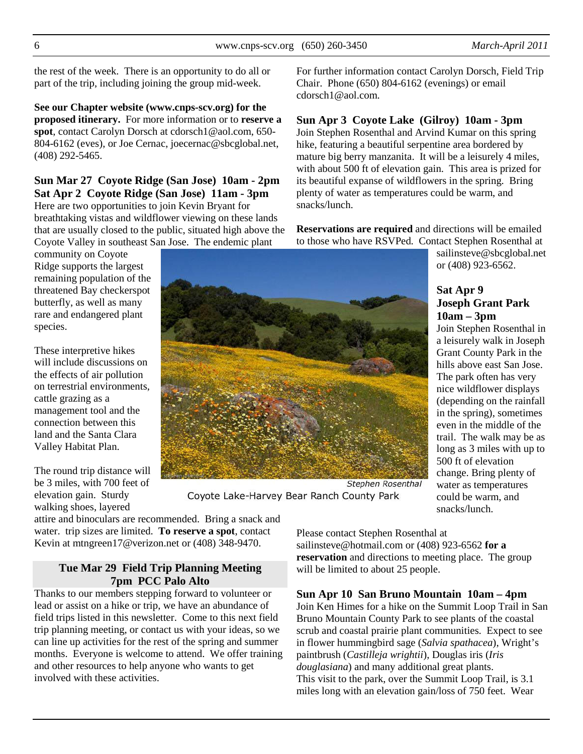the rest of the week. There is an opportunity to do all or part of the trip, including joining the group mid-week.

**See our Chapter website (www.cnps-scv.org) for the proposed itinerary.** For more information or to **reserve a spot**, contact Carolyn Dorsch at cdorsch1@aol.com, 650-804-6162 (eves), or Joe Cernac, joecernac@sbcglobal.net, (408) 292-5465.

### Sun Mar 27 Coyote Ridge (San Jose) 10am - 2pm
### Sat Apr 2 Coyote Ridge (San Jose) 11am - 3pm

Here are two opportunities to join Kevin Bryant for breathtaking vistas and wildflower viewing on these lands that are usually closed to the public, situated high above the Coyote Valley in southeast San Jose. The endemic plant community on Coyote Ridge supports the largest remaining population of the threatened Bay checkerspot butterfly, as well as many rare and endangered plant species.

These interpretive hikes will include discussions on the effects of air pollution on terrestrial environments, cattle grazing as a management tool and the connection between this land and the Santa Clara Valley Habitat Plan.

The round trip distance will be 3 miles, with 700 feet of elevation gain. Sturdy walking shoes, layered attire and binoculars are recommended. Bring a snack and water. trip sizes are limited. **To reserve a spot**, contact Kevin at mtngreen17@verizon.net or (408) 348-9470.

### Tue Mar 29 Field Trip Planning Meeting 7pm PCC Palo Alto

Thanks to our members stepping forward to volunteer or lead or assist on a hike or trip, we have an abundance of field trips listed in this newsletter. Come to this next field trip planning meeting, or contact us with your ideas, so we can line up activities for the rest of the spring and summer months. Everyone is welcome to attend. We offer training and other resources to help anyone who wants to get involved with these activities.

Stephen Rosenthal

Coyote Lake-Harvey Bear Ranch County Park

For further information contact Carolyn Dorsch, Field Trip Chair. Phone (650) 804-6162 (evenings) or email cdorsch1@aol.com.

### Sun Apr 3 Coyote Lake (Gilroy) 10am - 3pm

Join Stephen Rosenthal and Arvind Kumar on this spring hike, featuring a beautiful serpentine area bordered by mature big berry manzanita. It will be a leisurely 4 miles, with about 500 ft of elevation gain. This area is prized for its beautiful expanse of wildflowers in the spring. Bring plenty of water as temperatures could be warm, and snacks/lunch.

**Reservations are required** and directions will be emailed to those who have RSVPed. Contact Stephen Rosenthal at sailinsteve@sbcglobal.net or (408) 923-6562.

### Sat Apr 9 Joseph Grant Park 10am – 3pm

Join Stephen Rosenthal in a leisurely walk in Joseph Grant County Park in the hills above east San Jose. The park often has very nice wildflower displays (depending on the rainfall in the spring), sometimes even in the middle of the trail. The walk may be as long as 3 miles with up to 500 ft of elevation change. Bring plenty of water as temperatures could be warm, and snacks/lunch.

Please contact Stephen Rosenthal at sailinsteve@hotmail.com or (408) 923-6562 **for a reservation** and directions to meeting place. The group will be limited to about 25 people.

### Sun Apr 10 San Bruno Mountain 10am – 4pm

Join Ken Himes for a hike on the Summit Loop Trail in San Bruno Mountain County Park to see plants of the coastal scrub and coastal prairie plant communities. Expect to see in flower hummingbird sage (*Salvia spathacea*), Wright's paintbrush (*Castilleja wrightii*), Douglas iris (*Iris douglasiana*) and many additional great plants.
This visit to the park, over the Summit Loop Trail, is 3.1 miles long with an elevation gain/loss of 750 feet. Wear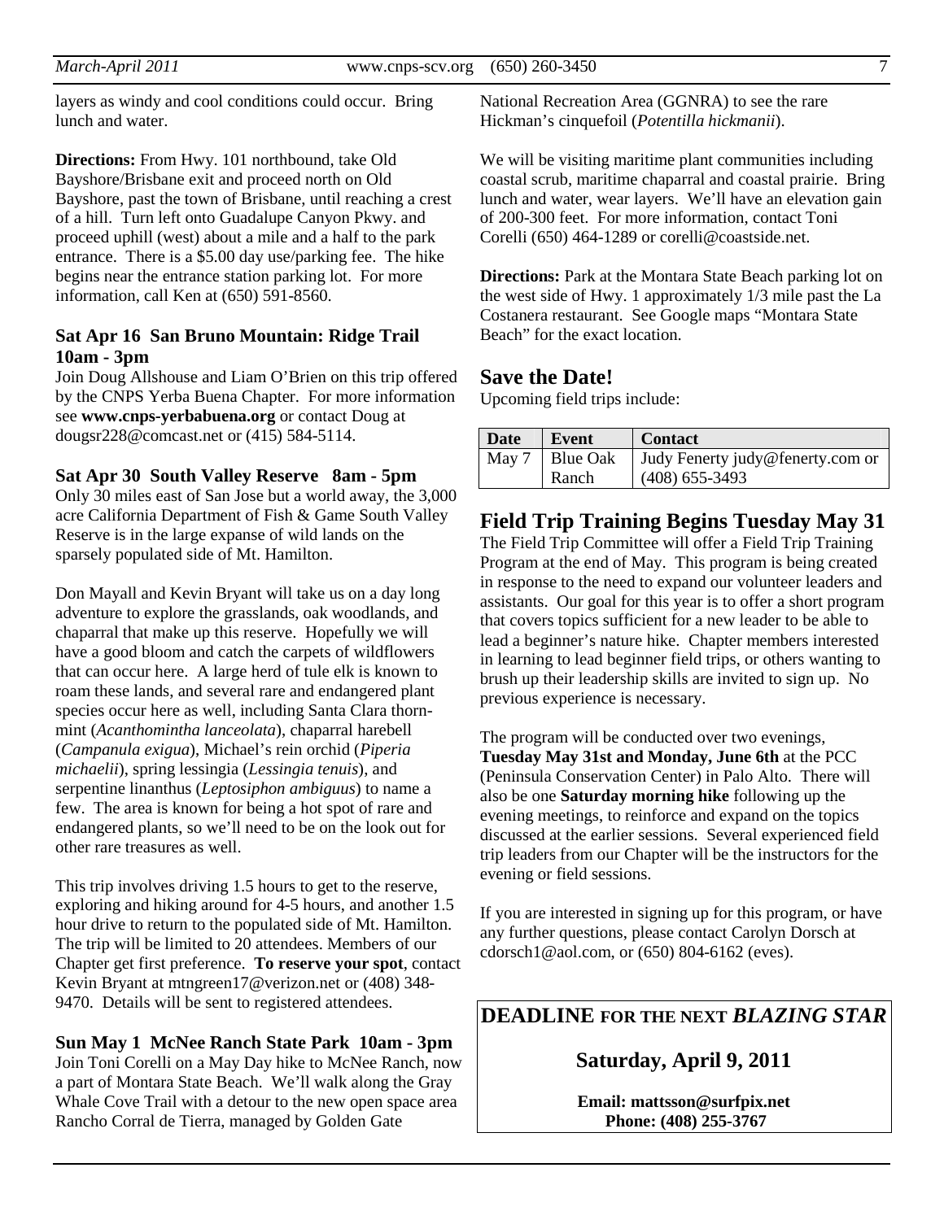layers as windy and cool conditions could occur. Bring lunch and water.

**Directions:** From Hwy. 101 northbound, take Old Bayshore/Brisbane exit and proceed north on Old Bayshore, past the town of Brisbane, until reaching a crest of a hill. Turn left onto Guadalupe Canyon Pkwy. and proceed uphill (west) about a mile and a half to the park entrance. There is a $5.00 day use/parking fee. The hike begins near the entrance station parking lot. For more information, call Ken at (650) 591-8560.

### Sat Apr 16 San Bruno Mountain: Ridge Trail 10am - 3pm

Join Doug Allshouse and Liam O'Brien on this trip offered by the CNPS Yerba Buena Chapter. For more information see **www.cnps-yerbabuena.org** or contact Doug at dougsr228@comcast.net or (415) 584-5114.

### Sat Apr 30 South Valley Reserve 8am - 5pm

Only 30 miles east of San Jose but a world away, the 3,000 acre California Department of Fish & Game South Valley Reserve is in the large expanse of wild lands on the sparsely populated side of Mt. Hamilton.

Don Mayall and Kevin Bryant will take us on a day long adventure to explore the grasslands, oak woodlands, and chaparral that make up this reserve. Hopefully we will have a good bloom and catch the carpets of wildflowers that can occur here. A large herd of tule elk is known to roam these lands, and several rare and endangered plant species occur here as well, including Santa Clara thorn-mint (*Acanthomintha lanceolata*), chaparral harebell (*Campanula exigua*), Michael's rein orchid (*Piperia michaelii*), spring lessingia (*Lessingia tenuis*), and serpentine linanthus (*Leptosiphon ambiguus*) to name a few. The area is known for being a hot spot of rare and endangered plants, so we'll need to be on the look out for other rare treasures as well.

This trip involves driving 1.5 hours to get to the reserve, exploring and hiking around for 4-5 hours, and another 1.5 hour drive to return to the populated side of Mt. Hamilton. The trip will be limited to 20 attendees. Members of our Chapter get first preference. **To reserve your spot**, contact Kevin Bryant at mtngreen17@verizon.net or (408) 348-9470. Details will be sent to registered attendees.

### Sun May 1 McNee Ranch State Park 10am - 3pm

Join Toni Corelli on a May Day hike to McNee Ranch, now a part of Montara State Beach. We'll walk along the Gray Whale Cove Trail with a detour to the new open space area Rancho Corral de Tierra, managed by Golden Gate National Recreation Area (GGNRA) to see the rare Hickman's cinquefoil (*Potentilla hickmanii*).

We will be visiting maritime plant communities including coastal scrub, maritime chaparral and coastal prairie. Bring lunch and water, wear layers. We'll have an elevation gain of 200-300 feet. For more information, contact Toni Corelli (650) 464-1289 or corelli@coastside.net.

**Directions:** Park at the Montara State Beach parking lot on the west side of Hwy. 1 approximately 1/3 mile past the La Costanera restaurant. See Google maps "Montara State Beach" for the exact location.

## Save the Date!

Upcoming field trips include:

| Date | Event | Contact |
|---|---|---|
| May 7 | Blue Oak Ranch | Judy Fenerty judy@fenerty.com or (408) 655-3493 |

## Field Trip Training Begins Tuesday May 31

The Field Trip Committee will offer a Field Trip Training Program at the end of May. This program is being created in response to the need to expand our volunteer leaders and assistants. Our goal for this year is to offer a short program that covers topics sufficient for a new leader to be able to lead a beginner's nature hike. Chapter members interested in learning to lead beginner field trips, or others wanting to brush up their leadership skills are invited to sign up. No previous experience is necessary.

The program will be conducted over two evenings, **Tuesday May 31st and Monday, June 6th** at the PCC (Peninsula Conservation Center) in Palo Alto. There will also be one **Saturday morning hike** following up the evening meetings, to reinforce and expand on the topics discussed at the earlier sessions. Several experienced field trip leaders from our Chapter will be the instructors for the evening or field sessions.

If you are interested in signing up for this program, or have any further questions, please contact Carolyn Dorsch at cdorsch1@aol.com, or (650) 804-6162 (eves).

## DEADLINE FOR THE NEXT *BLAZING STAR*

### Saturday, April 9, 2011

**Email: mattsson@surfpix.net**
**Phone: (408) 255-3767**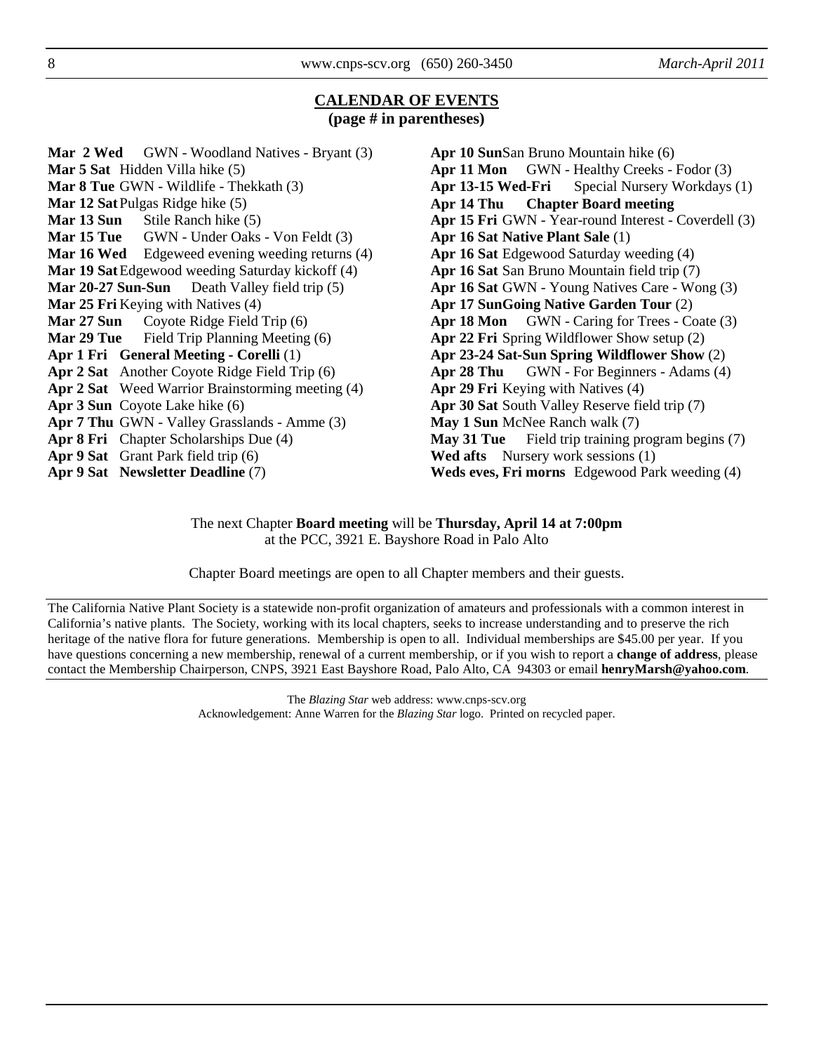## CALENDAR OF EVENTS
**(page # in parentheses)**

**Mar 2 Wed** GWN - Woodland Natives - Bryant (3)
**Mar 5 Sat** Hidden Villa hike (5)
**Mar 8 Tue** GWN - Wildlife - Thekkath (3)
**Mar 12 Sat** Pulgas Ridge hike (5)
**Mar 13 Sun** Stile Ranch hike (5)
**Mar 15 Tue** GWN - Under Oaks - Von Feldt (3)
**Mar 16 Wed** Edgeweed evening weeding returns (4)
**Mar 19 Sat** Edgewood weeding Saturday kickoff (4)
**Mar 20-27 Sun-Sun** Death Valley field trip (5)
**Mar 25 Fri** Keying with Natives (4)
**Mar 27 Sun** Coyote Ridge Field Trip (6)
**Mar 29 Tue** Field Trip Planning Meeting (6)
**Apr 1 Fri General Meeting - Corelli** (1)
**Apr 2 Sat** Another Coyote Ridge Field Trip (6)
**Apr 2 Sat** Weed Warrior Brainstorming meeting (4)
**Apr 3 Sun** Coyote Lake hike (6)
**Apr 7 Thu** GWN - Valley Grasslands - Amme (3)
**Apr 8 Fri** Chapter Scholarships Due (4)
**Apr 9 Sat** Grant Park field trip (6)
**Apr 9 Sat Newsletter Deadline** (7)
**Apr 10 Sun** San Bruno Mountain hike (6)
**Apr 11 Mon** GWN - Healthy Creeks - Fodor (3)
**Apr 13-15 Wed-Fri** Special Nursery Workdays (1)
**Apr 14 Thu Chapter Board meeting**
**Apr 15 Fri** GWN - Year-round Interest - Coverdell (3)
**Apr 16 Sat Native Plant Sale** (1)
**Apr 16 Sat** Edgewood Saturday weeding (4)
**Apr 16 Sat** San Bruno Mountain field trip (7)
**Apr 16 Sat** GWN - Young Natives Care - Wong (3)
**Apr 17 Sun Going Native Garden Tour** (2)
**Apr 18 Mon** GWN - Caring for Trees - Coate (3)
**Apr 22 Fri** Spring Wildflower Show setup (2)
**Apr 23-24 Sat-Sun Spring Wildflower Show** (2)
**Apr 28 Thu** GWN - For Beginners - Adams (4)
**Apr 29 Fri** Keying with Natives (4)
**Apr 30 Sat** South Valley Reserve field trip (7)
**May 1 Sun** McNee Ranch walk (7)
**May 31 Tue** Field trip training program begins (7)
**Wed afts** Nursery work sessions (1)
**Weds eves, Fri morns** Edgewood Park weeding (4)

The next Chapter **Board meeting** will be **Thursday, April 14 at 7:00pm** at the PCC, 3921 E. Bayshore Road in Palo Alto

Chapter Board meetings are open to all Chapter members and their guests.

The California Native Plant Society is a statewide non-profit organization of amateurs and professionals with a common interest in California's native plants. The Society, working with its local chapters, seeks to increase understanding and to preserve the rich heritage of the native flora for future generations. Membership is open to all. Individual memberships are $45.00 per year. If you have questions concerning a new membership, renewal of a current membership, or if you wish to report a **change of address**, please contact the Membership Chairperson, CNPS, 3921 East Bayshore Road, Palo Alto, CA 94303 or email **henryMarsh@yahoo.com**.

The *Blazing Star* web address: www.cnps-scv.org
Acknowledgement: Anne Warren for the *Blazing Star* logo. Printed on recycled paper.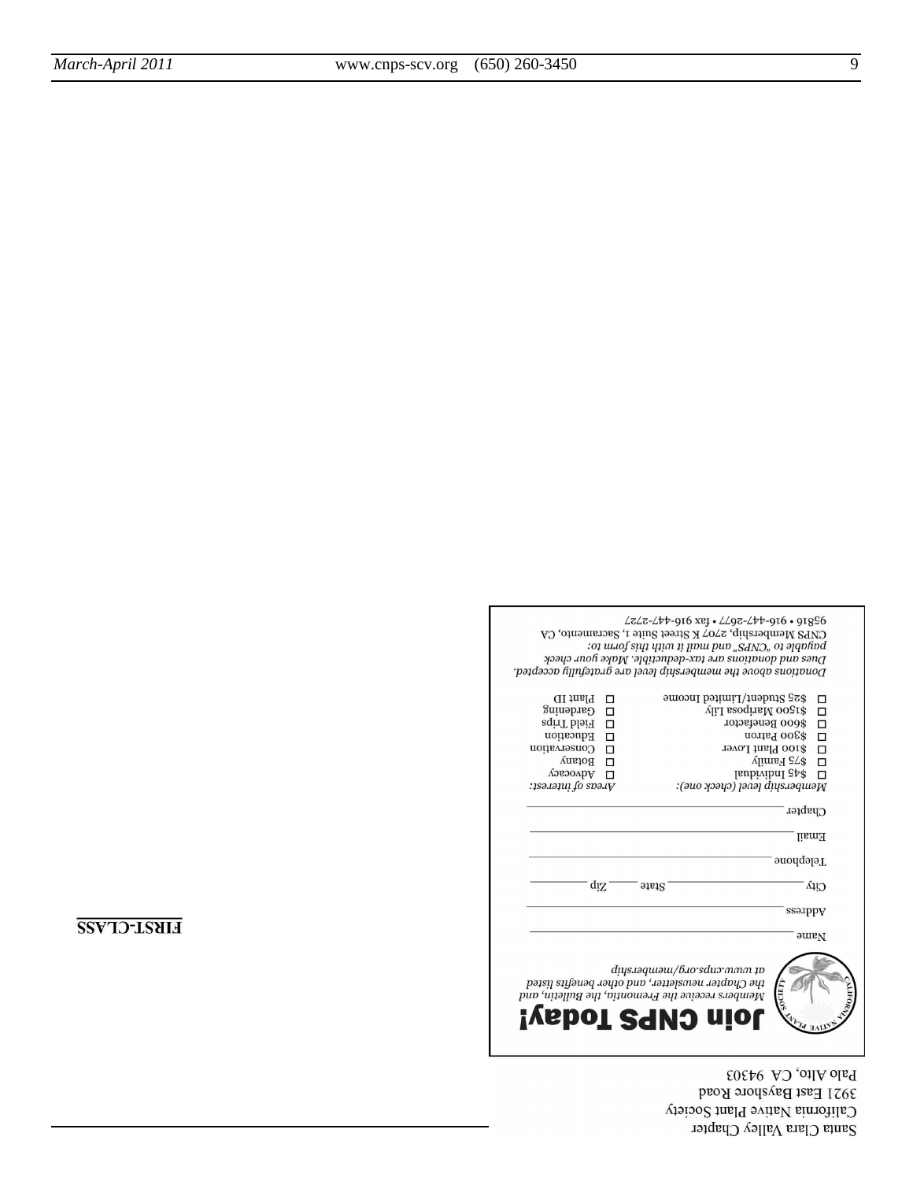Santa Clara Valley Chapter
California Native Plant Society
3921 East Bayshore Road
Palo Alto, CA 94303

**FIRST-CLASS**

## Join CNPS Today!

*Members receive the Fremontia, the Bulletin, and the Chapter newsletter, and other benefits listed at www.cnps.org/membership*

Name ______

Address ______

City ______ State ______ Zip ______

Telephone ______

Email ______

Chapter ______

*Membership level (check one):*

- ☐ $45 Individual
- ☐ $75 Family
- ☐ $100 Plant Lover
- ☐ $300 Patron
- ☐ $600 Benefactor
- ☐ $1500 Mariposa Lily
- ☐ $25 Student/Limited Income

*Areas of interest:*

- ☐ Advocacy
- ☐ Botany
- ☐ Conservation
- ☐ Education
- ☐ Field Trips
- ☐ Gardening
- ☐ Plant ID

*Donations above the membership level are gratefully accepted. Dues and donations are tax-deductible. Make your check payable to "CNPS" and mail it with this form to:*
CNPS Membership, 2707 K Street Suite 1, Sacramento, CA 95816 • 916-447-2677 • fax 916-447-2727